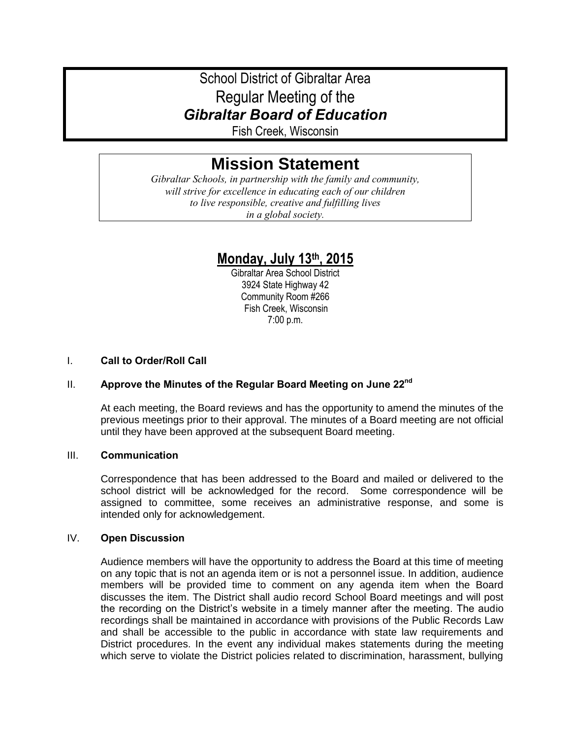# School District of Gibraltar Area
# Regular Meeting of the
# *Gibraltar Board of Education*
Fish Creek, Wisconsin

## Mission Statement

*Gibraltar Schools, in partnership with the family and community, will strive for excellence in educating each of our children to live responsible, creative and fulfilling lives in a global society.*

## Monday, July 13th, 2015

Gibraltar Area School District
3924 State Highway 42
Community Room #266
Fish Creek, Wisconsin
7:00 p.m.

I. **Call to Order/Roll Call**

II. **Approve the Minutes of the Regular Board Meeting on June 22nd**

At each meeting, the Board reviews and has the opportunity to amend the minutes of the previous meetings prior to their approval. The minutes of a Board meeting are not official until they have been approved at the subsequent Board meeting.

III. **Communication**

Correspondence that has been addressed to the Board and mailed or delivered to the school district will be acknowledged for the record. Some correspondence will be assigned to committee, some receives an administrative response, and some is intended only for acknowledgement.

IV. **Open Discussion**

Audience members will have the opportunity to address the Board at this time of meeting on any topic that is not an agenda item or is not a personnel issue. In addition, audience members will be provided time to comment on any agenda item when the Board discusses the item. The District shall audio record School Board meetings and will post the recording on the District's website in a timely manner after the meeting. The audio recordings shall be maintained in accordance with provisions of the Public Records Law and shall be accessible to the public in accordance with state law requirements and District procedures. In the event any individual makes statements during the meeting which serve to violate the District policies related to discrimination, harassment, bullying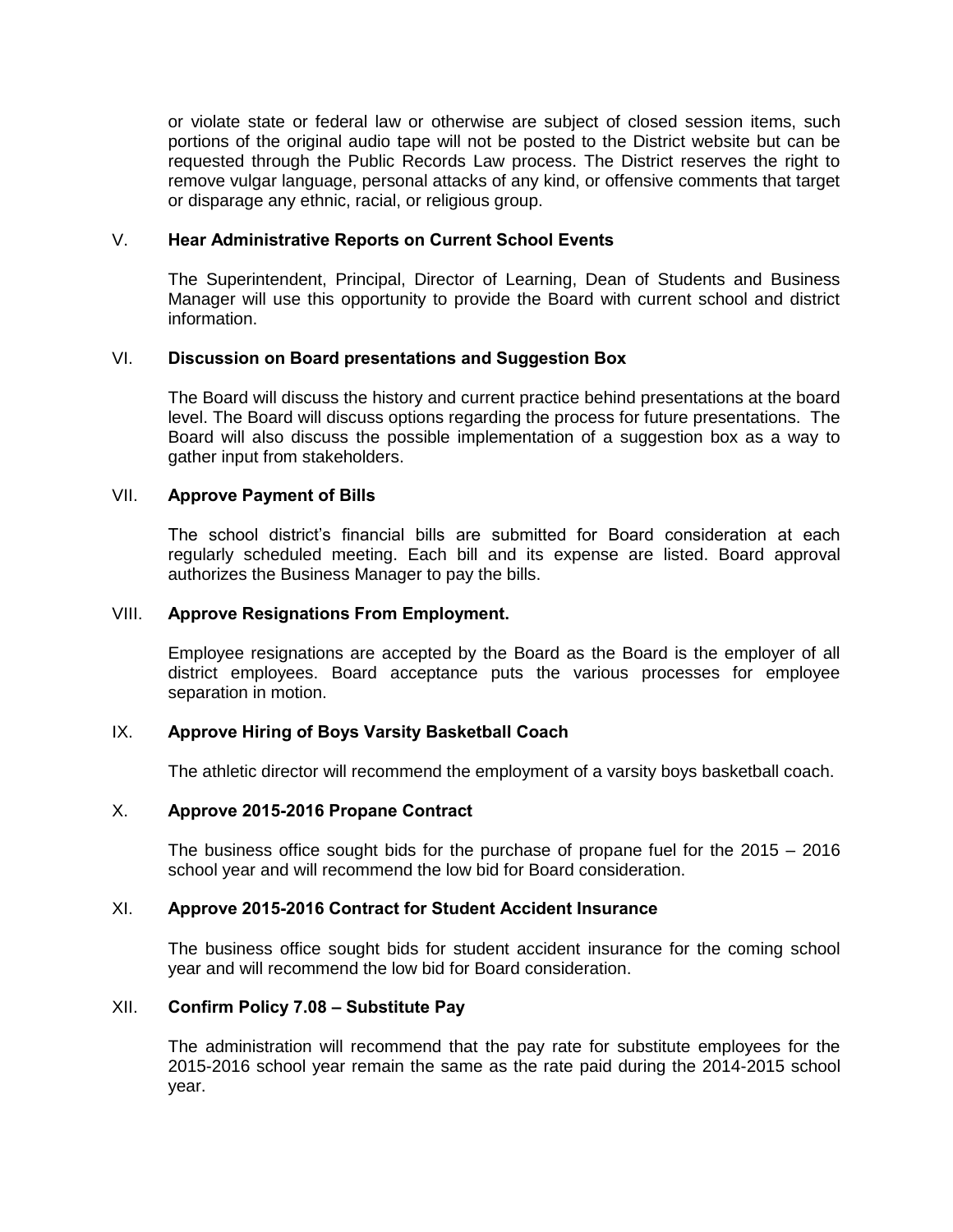or violate state or federal law or otherwise are subject of closed session items, such portions of the original audio tape will not be posted to the District website but can be requested through the Public Records Law process. The District reserves the right to remove vulgar language, personal attacks of any kind, or offensive comments that target or disparage any ethnic, racial, or religious group.

V. **Hear Administrative Reports on Current School Events**

The Superintendent, Principal, Director of Learning, Dean of Students and Business Manager will use this opportunity to provide the Board with current school and district information.

VI. **Discussion on Board presentations and Suggestion Box**

The Board will discuss the history and current practice behind presentations at the board level. The Board will discuss options regarding the process for future presentations. The Board will also discuss the possible implementation of a suggestion box as a way to gather input from stakeholders.

VII. **Approve Payment of Bills**

The school district's financial bills are submitted for Board consideration at each regularly scheduled meeting. Each bill and its expense are listed. Board approval authorizes the Business Manager to pay the bills.

VIII. **Approve Resignations From Employment.**

Employee resignations are accepted by the Board as the Board is the employer of all district employees. Board acceptance puts the various processes for employee separation in motion.

IX. **Approve Hiring of Boys Varsity Basketball Coach**

The athletic director will recommend the employment of a varsity boys basketball coach.

X. **Approve 2015-2016 Propane Contract**

The business office sought bids for the purchase of propane fuel for the 2015 – 2016 school year and will recommend the low bid for Board consideration.

XI. **Approve 2015-2016 Contract for Student Accident Insurance**

The business office sought bids for student accident insurance for the coming school year and will recommend the low bid for Board consideration.

XII. **Confirm Policy 7.08 – Substitute Pay**

The administration will recommend that the pay rate for substitute employees for the 2015-2016 school year remain the same as the rate paid during the 2014-2015 school year.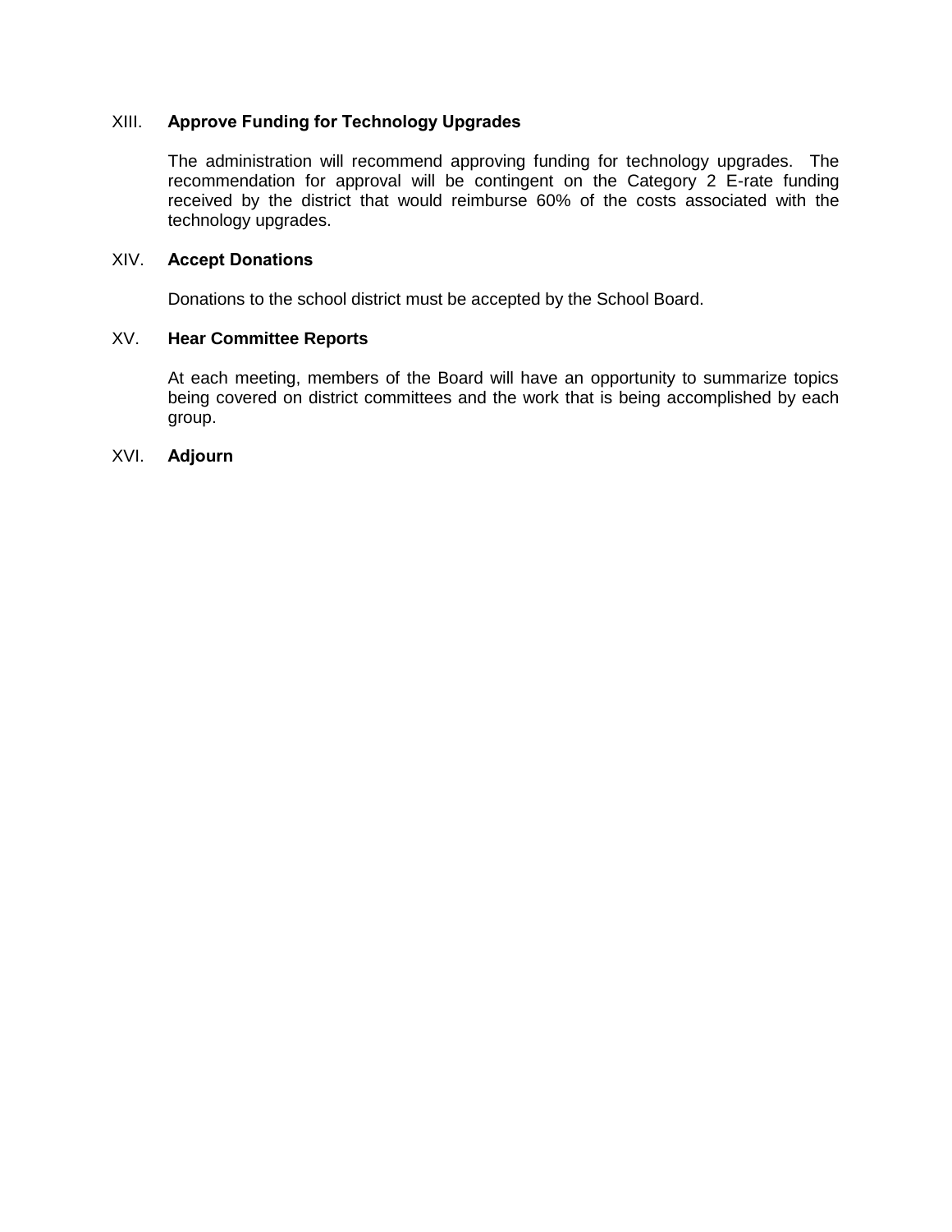XIII. **Approve Funding for Technology Upgrades**

The administration will recommend approving funding for technology upgrades. The recommendation for approval will be contingent on the Category 2 E-rate funding received by the district that would reimburse 60% of the costs associated with the technology upgrades.

XIV. **Accept Donations**

Donations to the school district must be accepted by the School Board.

XV. **Hear Committee Reports**

At each meeting, members of the Board will have an opportunity to summarize topics being covered on district committees and the work that is being accomplished by each group.

XVI. **Adjourn**